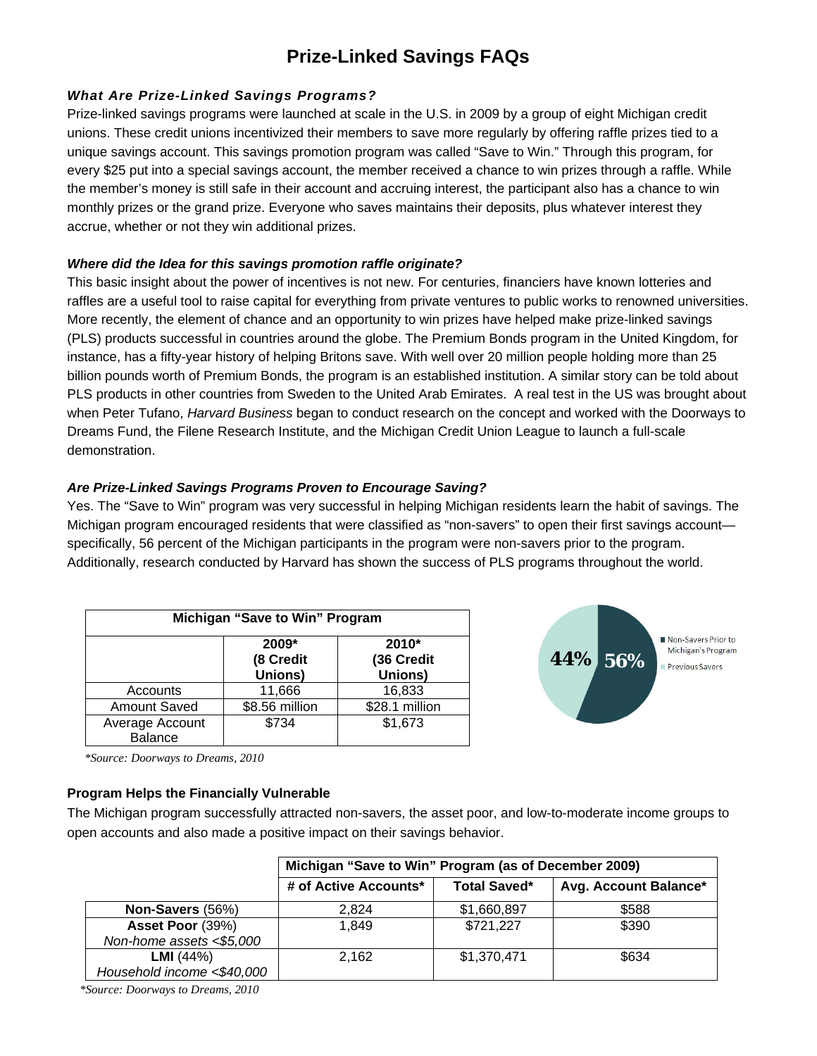# Prize-Linked Savings FAQs

### *What Are Prize-Linked Savings Programs?*

Prize-linked savings programs were launched at scale in the U.S. in 2009 by a group of eight Michigan credit unions. These credit unions incentivized their members to save more regularly by offering raffle prizes tied to a unique savings account. This savings promotion program was called "Save to Win." Through this program, for every $25 put into a special savings account, the member received a chance to win prizes through a raffle. While the member's money is still safe in their account and accruing interest, the participant also has a chance to win monthly prizes or the grand prize. Everyone who saves maintains their deposits, plus whatever interest they accrue, whether or not they win additional prizes.

### *Where did the Idea for this savings promotion raffle originate?*

This basic insight about the power of incentives is not new. For centuries, financiers have known lotteries and raffles are a useful tool to raise capital for everything from private ventures to public works to renowned universities. More recently, the element of chance and an opportunity to win prizes have helped make prize-linked savings (PLS) products successful in countries around the globe. The Premium Bonds program in the United Kingdom, for instance, has a fifty-year history of helping Britons save. With well over 20 million people holding more than 25 billion pounds worth of Premium Bonds, the program is an established institution. A similar story can be told about PLS products in other countries from Sweden to the United Arab Emirates. A real test in the US was brought about when Peter Tufano, *Harvard Business* began to conduct research on the concept and worked with the Doorways to Dreams Fund, the Filene Research Institute, and the Michigan Credit Union League to launch a full-scale demonstration.

### *Are Prize-Linked Savings Programs Proven to Encourage Saving?*

Yes. The "Save to Win" program was very successful in helping Michigan residents learn the habit of savings. The Michigan program encouraged residents that were classified as "non-savers" to open their first savings account—specifically, 56 percent of the Michigan participants in the program were non-savers prior to the program. Additionally, research conducted by Harvard has shown the success of PLS programs throughout the world.

| Michigan "Save to Win" Program | | |
|---|---|---|
| | **2009\* (8 Credit Unions)** | **2010\* (36 Credit Unions)** |
| Accounts | 11,666 | 16,833 |
| Amount Saved | $8.56 million | $28.1 million |
| Average Account Balance | $734 | $1,673 |

*\*Source: Doorways to Dreams, 2010*

44% | 56%

- Non-Savers Prior to Michigan's Program
- Previous Savers

### Program Helps the Financially Vulnerable

The Michigan program successfully attracted non-savers, the asset poor, and low-to-moderate income groups to open accounts and also made a positive impact on their savings behavior.

| | Michigan "Save to Win" Program (as of December 2009) | | |
|---|---|---|---|
| | **# of Active Accounts\*** | **Total Saved\*** | **Avg. Account Balance\*** |
| **Non-Savers** (56%) | 2,824 | $1,660,897 | $588 |
| **Asset Poor** (39%) *Non-home assets <$5,000* | 1,849 | $721,227 | $390 |
| **LMI** (44%) *Household income <$40,000* | 2,162 | $1,370,471 | $634 |

*\*Source: Doorways to Dreams, 2010*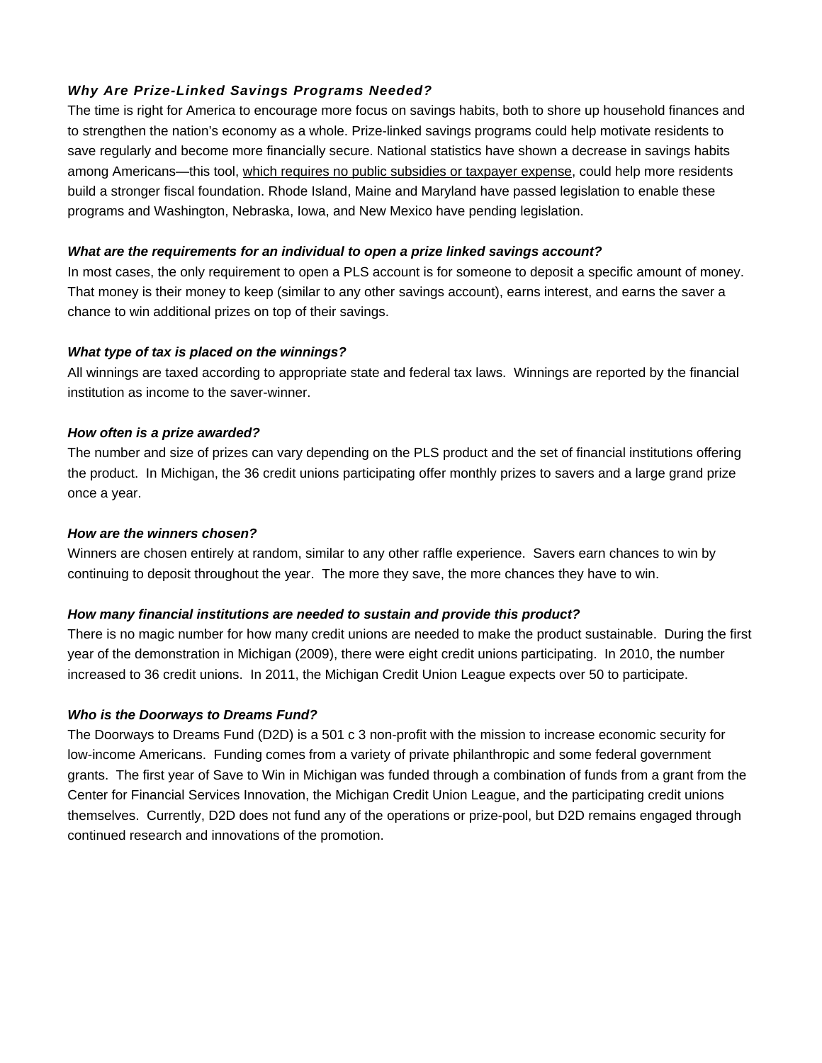***Why Are Prize-Linked Savings Programs Needed?***

The time is right for America to encourage more focus on savings habits, both to shore up household finances and to strengthen the nation's economy as a whole. Prize-linked savings programs could help motivate residents to save regularly and become more financially secure. National statistics have shown a decrease in savings habits among Americans—this tool, <u>which requires no public subsidies or taxpayer expense</u>, could help more residents build a stronger fiscal foundation. Rhode Island, Maine and Maryland have passed legislation to enable these programs and Washington, Nebraska, Iowa, and New Mexico have pending legislation.

***What are the requirements for an individual to open a prize linked savings account?***

In most cases, the only requirement to open a PLS account is for someone to deposit a specific amount of money. That money is their money to keep (similar to any other savings account), earns interest, and earns the saver a chance to win additional prizes on top of their savings.

***What type of tax is placed on the winnings?***

All winnings are taxed according to appropriate state and federal tax laws. Winnings are reported by the financial institution as income to the saver-winner.

***How often is a prize awarded?***

The number and size of prizes can vary depending on the PLS product and the set of financial institutions offering the product. In Michigan, the 36 credit unions participating offer monthly prizes to savers and a large grand prize once a year.

***How are the winners chosen?***

Winners are chosen entirely at random, similar to any other raffle experience. Savers earn chances to win by continuing to deposit throughout the year. The more they save, the more chances they have to win.

***How many financial institutions are needed to sustain and provide this product?***

There is no magic number for how many credit unions are needed to make the product sustainable. During the first year of the demonstration in Michigan (2009), there were eight credit unions participating. In 2010, the number increased to 36 credit unions. In 2011, the Michigan Credit Union League expects over 50 to participate.

***Who is the Doorways to Dreams Fund?***

The Doorways to Dreams Fund (D2D) is a 501 c 3 non-profit with the mission to increase economic security for low-income Americans. Funding comes from a variety of private philanthropic and some federal government grants. The first year of Save to Win in Michigan was funded through a combination of funds from a grant from the Center for Financial Services Innovation, the Michigan Credit Union League, and the participating credit unions themselves. Currently, D2D does not fund any of the operations or prize-pool, but D2D remains engaged through continued research and innovations of the promotion.